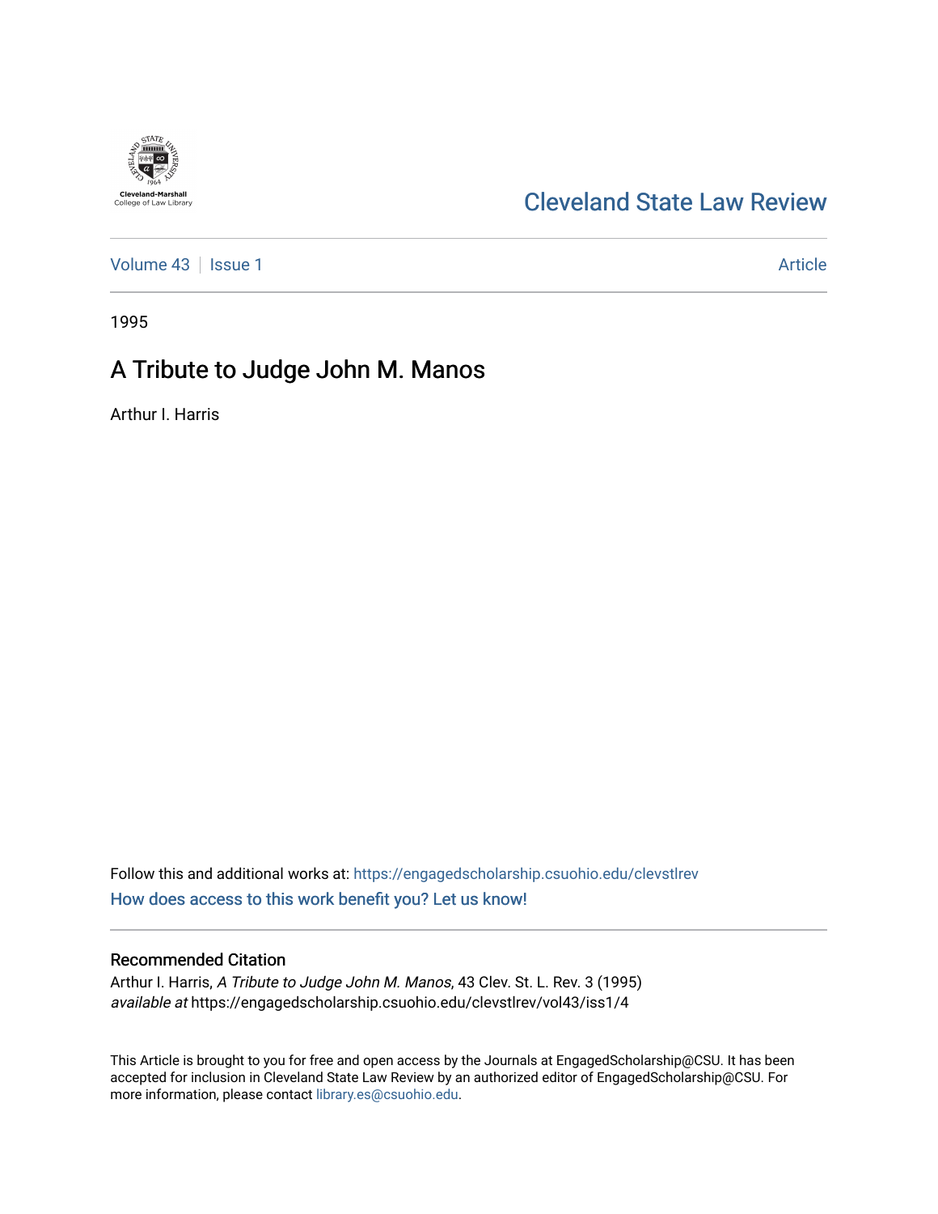Cleveland State Law Review

Volume 43 | Issue 1 | Article

1995

# A Tribute to Judge John M. Manos

Arthur I. Harris

Follow this and additional works at: https://engagedscholarship.csuohio.edu/clevstlrev

How does access to this work benefit you? Let us know!

## Recommended Citation

Arthur I. Harris, *A Tribute to Judge John M. Manos*, 43 Clev. St. L. Rev. 3 (1995)
*available at* https://engagedscholarship.csuohio.edu/clevstlrev/vol43/iss1/4

This Article is brought to you for free and open access by the Journals at EngagedScholarship@CSU. It has been accepted for inclusion in Cleveland State Law Review by an authorized editor of EngagedScholarship@CSU. For more information, please contact library.es@csuohio.edu.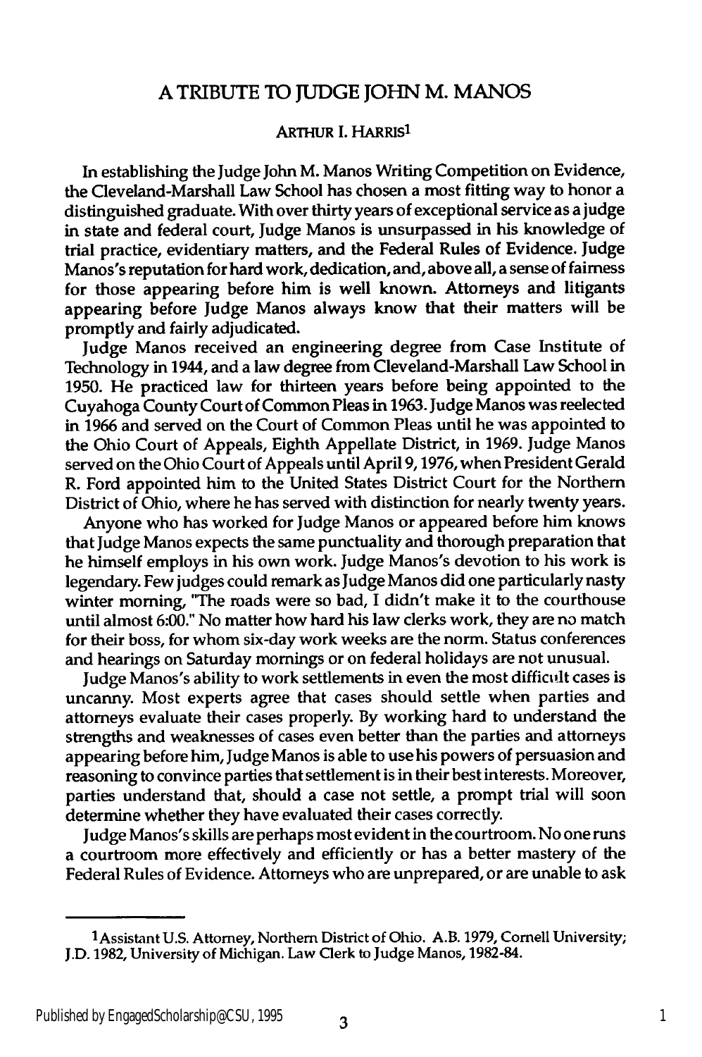# A TRIBUTE TO JUDGE JOHN M. MANOS

ARTHUR I. HARRIS[1]

In establishing the Judge John M. Manos Writing Competition on Evidence, the Cleveland-Marshall Law School has chosen a most fitting way to honor a distinguished graduate. With over thirty years of exceptional service as a judge in state and federal court, Judge Manos is unsurpassed in his knowledge of trial practice, evidentiary matters, and the Federal Rules of Evidence. Judge Manos's reputation for hard work, dedication, and, above all, a sense of fairness for those appearing before him is well known. Attorneys and litigants appearing before Judge Manos always know that their matters will be promptly and fairly adjudicated.

Judge Manos received an engineering degree from Case Institute of Technology in 1944, and a law degree from Cleveland-Marshall Law School in 1950. He practiced law for thirteen years before being appointed to the Cuyahoga County Court of Common Pleas in 1963. Judge Manos was reelected in 1966 and served on the Court of Common Pleas until he was appointed to the Ohio Court of Appeals, Eighth Appellate District, in 1969. Judge Manos served on the Ohio Court of Appeals until April 9, 1976, when President Gerald R. Ford appointed him to the United States District Court for the Northern District of Ohio, where he has served with distinction for nearly twenty years.

Anyone who has worked for Judge Manos or appeared before him knows that Judge Manos expects the same punctuality and thorough preparation that he himself employs in his own work. Judge Manos's devotion to his work is legendary. Few judges could remark as Judge Manos did one particularly nasty winter morning, "The roads were so bad, I didn't make it to the courthouse until almost 6:00." No matter how hard his law clerks work, they are no match for their boss, for whom six-day work weeks are the norm. Status conferences and hearings on Saturday mornings or on federal holidays are not unusual.

Judge Manos's ability to work settlements in even the most difficult cases is uncanny. Most experts agree that cases should settle when parties and attorneys evaluate their cases properly. By working hard to understand the strengths and weaknesses of cases even better than the parties and attorneys appearing before him, Judge Manos is able to use his powers of persuasion and reasoning to convince parties that settlement is in their best interests. Moreover, parties understand that, should a case not settle, a prompt trial will soon determine whether they have evaluated their cases correctly.

Judge Manos's skills are perhaps most evident in the courtroom. No one runs a courtroom more effectively and efficiently or has a better mastery of the Federal Rules of Evidence. Attorneys who are unprepared, or are unable to ask

---

[1] Assistant U.S. Attorney, Northern District of Ohio. A.B. 1979, Cornell University; J.D. 1982, University of Michigan. Law Clerk to Judge Manos, 1982-84.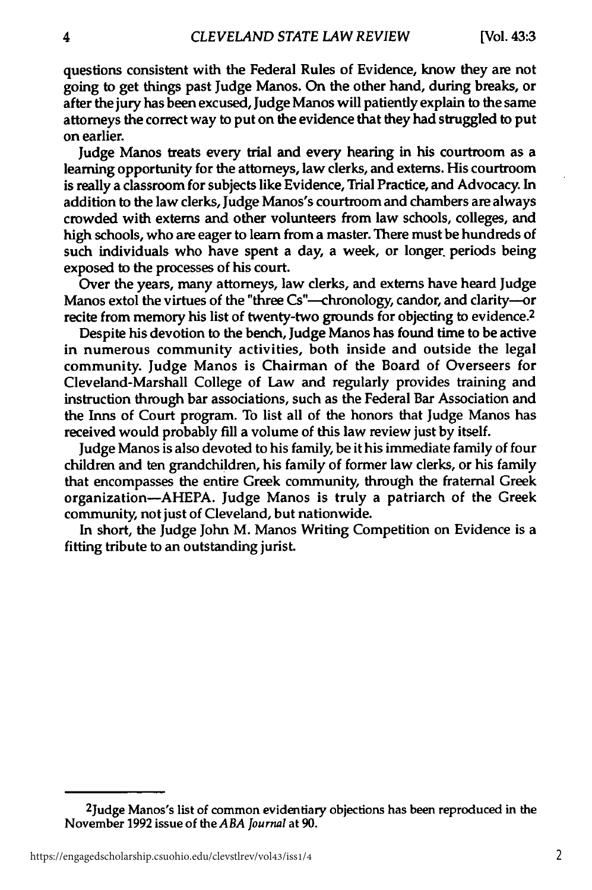questions consistent with the Federal Rules of Evidence, know they are not going to get things past Judge Manos. On the other hand, during breaks, or after the jury has been excused, Judge Manos will patiently explain to the same attorneys the correct way to put on the evidence that they had struggled to put on earlier.

Judge Manos treats every trial and every hearing in his courtroom as a learning opportunity for the attorneys, law clerks, and externs. His courtroom is really a classroom for subjects like Evidence, Trial Practice, and Advocacy. In addition to the law clerks, Judge Manos's courtroom and chambers are always crowded with externs and other volunteers from law schools, colleges, and high schools, who are eager to learn from a master. There must be hundreds of such individuals who have spent a day, a week, or longer periods being exposed to the processes of his court.

Over the years, many attorneys, law clerks, and externs have heard Judge Manos extol the virtues of the "three Cs"—chronology, candor, and clarity—or recite from memory his list of twenty-two grounds for objecting to evidence.[2]

Despite his devotion to the bench, Judge Manos has found time to be active in numerous community activities, both inside and outside the legal community. Judge Manos is Chairman of the Board of Overseers for Cleveland-Marshall College of Law and regularly provides training and instruction through bar associations, such as the Federal Bar Association and the Inns of Court program. To list all of the honors that Judge Manos has received would probably fill a volume of this law review just by itself.

Judge Manos is also devoted to his family, be it his immediate family of four children and ten grandchildren, his family of former law clerks, or his family that encompasses the entire Greek community, through the fraternal Greek organization—AHEPA. Judge Manos is truly a patriarch of the Greek community, not just of Cleveland, but nationwide.

In short, the Judge John M. Manos Writing Competition on Evidence is a fitting tribute to an outstanding jurist.

---

[2]Judge Manos's list of common evidentiary objections has been reproduced in the November 1992 issue of the *ABA Journal* at 90.